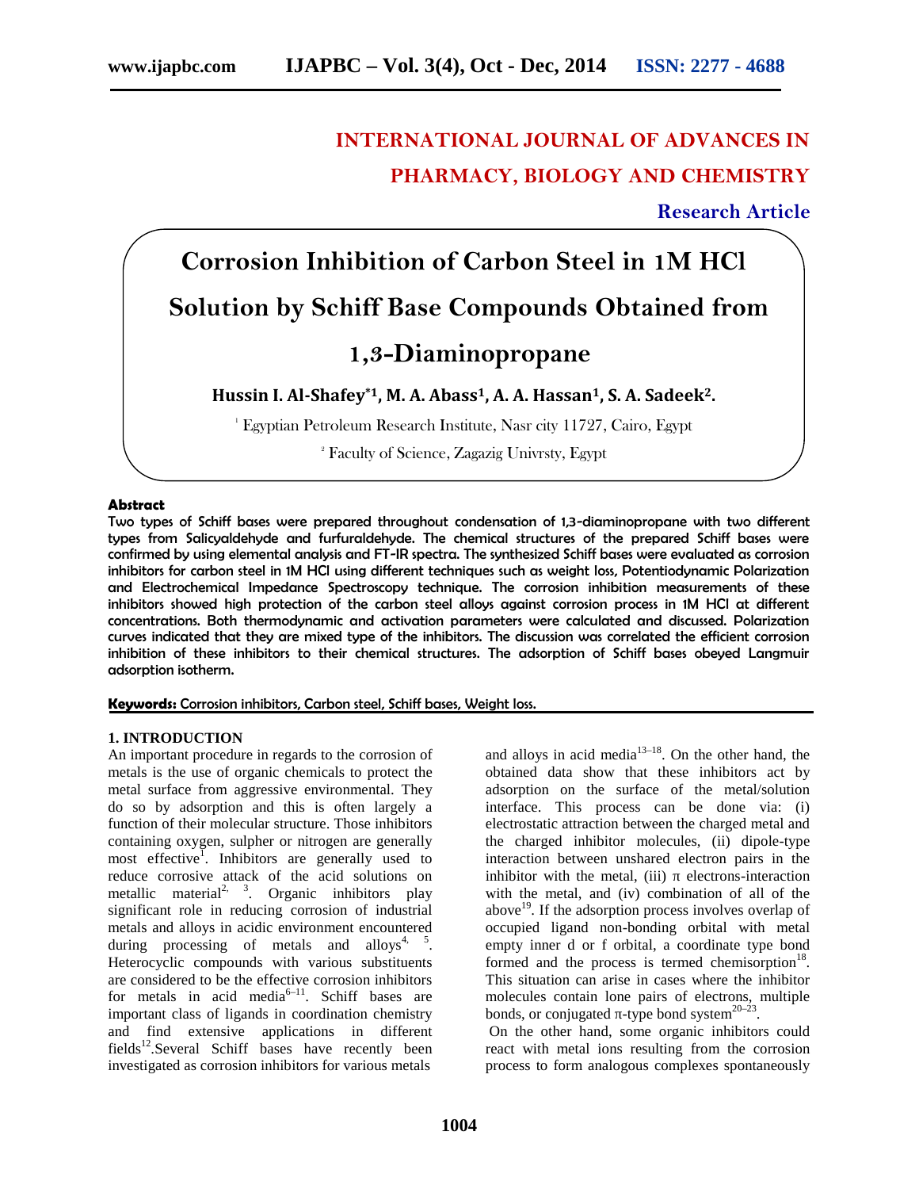# INTERNATIONAL JOURNAL OF ADVANCES IN PHARMACY, BIOLOGY AND CHEMISTRY

**Research Article**

# Corrosion Inhibition of Carbon Steel in 1M HCl Solution by Schiff Base Compounds Obtained from 1,3-Diaminopropane

**Hussin I. Al-Shafey*[1], M. A. Abass[1], A. A. Hassan[1], S. A. Sadeek[2].**

[1] Egyptian Petroleum Research Institute, Nasr city 11727, Cairo, Egypt

[2] Faculty of Science, Zagazig Univrsty, Egypt

**Abstract**

Two types of Schiff bases were prepared throughout condensation of 1,3-diaminopropane with two different types from Salicyaldehyde and furfuraldehyde. The chemical structures of the prepared Schiff bases were confirmed by using elemental analysis and FT-IR spectra. The synthesized Schiff bases were evaluated as corrosion inhibitors for carbon steel in 1M HCl using different techniques such as weight loss, Potentiodynamic Polarization and Electrochemical Impedance Spectroscopy technique. The corrosion inhibition measurements of these inhibitors showed high protection of the carbon steel alloys against corrosion process in 1M HCl at different concentrations. Both thermodynamic and activation parameters were calculated and discussed. Polarization curves indicated that they are mixed type of the inhibitors. The discussion was correlated the efficient corrosion inhibition of these inhibitors to their chemical structures. The adsorption of Schiff bases obeyed Langmuir adsorption isotherm.

**Keywords:** Corrosion inhibitors, Carbon steel, Schiff bases, Weight loss.

## 1. INTRODUCTION

An important procedure in regards to the corrosion of metals is the use of organic chemicals to protect the metal surface from aggressive environmental. They do so by adsorption and this is often largely a function of their molecular structure. Those inhibitors containing oxygen, sulpher or nitrogen are generally most effective[1]. Inhibitors are generally used to reduce corrosive attack of the acid solutions on metallic material[2, 3]. Organic inhibitors play significant role in reducing corrosion of industrial metals and alloys in acidic environment encountered during processing of metals and alloys[4, 5]. Heterocyclic compounds with various substituents are considered to be the effective corrosion inhibitors for metals in acid media[6–11]. Schiff bases are important class of ligands in coordination chemistry and find extensive applications in different fields[12].Several Schiff bases have recently been investigated as corrosion inhibitors for various metals and alloys in acid media[13–18]. On the other hand, the obtained data show that these inhibitors act by adsorption on the surface of the metal/solution interface. This process can be done via: (i) electrostatic attraction between the charged metal and the charged inhibitor molecules, (ii) dipole-type interaction between unshared electron pairs in the inhibitor with the metal, (iii) π electrons-interaction with the metal, and (iv) combination of all of the above[19]. If the adsorption process involves overlap of occupied ligand non-bonding orbital with metal empty inner d or f orbital, a coordinate type bond formed and the process is termed chemisorption[18]. This situation can arise in cases where the inhibitor molecules contain lone pairs of electrons, multiple bonds, or conjugated π-type bond system[20–23].

On the other hand, some organic inhibitors could react with metal ions resulting from the corrosion process to form analogous complexes spontaneously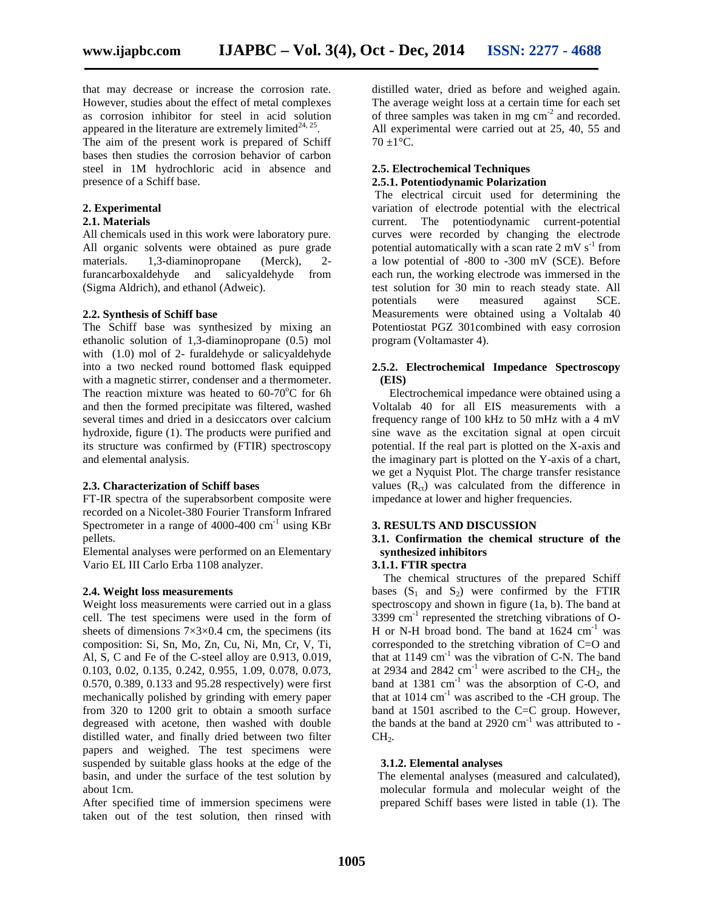that may decrease or increase the corrosion rate. However, studies about the effect of metal complexes as corrosion inhibitor for steel in acid solution appeared in the literature are extremely limited[24, 25].

The aim of the present work is prepared of Schiff bases then studies the corrosion behavior of carbon steel in 1M hydrochloric acid in absence and presence of a Schiff base.

## 2. Experimental

### 2.1. Materials

All chemicals used in this work were laboratory pure. All organic solvents were obtained as pure grade materials. 1,3-diaminopropane (Merck), 2-furancarboxaldehyde and salicyaldehyde from (Sigma Aldrich), and ethanol (Adweic).

### 2.2. Synthesis of Schiff base

The Schiff base was synthesized by mixing an ethanolic solution of 1,3-diaminopropane (0.5) mol with (1.0) mol of 2- furaldehyde or salicyaldehyde into a two necked round bottomed flask equipped with a magnetic stirrer, condenser and a thermometer. The reaction mixture was heated to 60-70°C for 6h and then the formed precipitate was filtered, washed several times and dried in a desiccators over calcium hydroxide, figure (1). The products were purified and its structure was confirmed by (FTIR) spectroscopy and elemental analysis.

### 2.3. Characterization of Schiff bases

FT-IR spectra of the superabsorbent composite were recorded on a Nicolet-380 Fourier Transform Infrared Spectrometer in a range of 4000-400 $cm^{-1}$ using KBr pellets.

Elemental analyses were performed on an Elementary Vario EL III Carlo Erba 1108 analyzer.

### 2.4. Weight loss measurements

Weight loss measurements were carried out in a glass cell. The test specimens were used in the form of sheets of dimensions 7×3×0.4 cm, the specimens (its composition: Si, Sn, Mo, Zn, Cu, Ni, Mn, Cr, V, Ti, Al, S, C and Fe of the C-steel alloy are 0.913, 0.019, 0.103, 0.02, 0.135, 0.242, 0.955, 1.09, 0.078, 0.073, 0.570, 0.389, 0.133 and 95.28 respectively) were first mechanically polished by grinding with emery paper from 320 to 1200 grit to obtain a smooth surface degreased with acetone, then washed with double distilled water, and finally dried between two filter papers and weighed. The test specimens were suspended by suitable glass hooks at the edge of the basin, and under the surface of the test solution by about 1cm.

After specified time of immersion specimens were taken out of the test solution, then rinsed with distilled water, dried as before and weighed again. The average weight loss at a certain time for each set of three samples was taken in mg $cm^{-2}$ and recorded. All experimental were carried out at 25, 40, 55 and 70 ±1°C.

### 2.5. Electrochemical Techniques

#### 2.5.1. Potentiodynamic Polarization

The electrical circuit used for determining the variation of electrode potential with the electrical current. The potentiodynamic current-potential curves were recorded by changing the electrode potential automatically with a scan rate 2 mV $s^{-1}$ from a low potential of -800 to -300 mV (SCE). Before each run, the working electrode was immersed in the test solution for 30 min to reach steady state. All potentials were measured against SCE. Measurements were obtained using a Voltalab 40 Potentiostat PGZ 301combined with easy corrosion program (Voltamaster 4).

#### 2.5.2. Electrochemical Impedance Spectroscopy (EIS)

Electrochemical impedance were obtained using a Voltalab 40 for all EIS measurements with a frequency range of 100 kHz to 50 mHz with a 4 mV sine wave as the excitation signal at open circuit potential. If the real part is plotted on the X-axis and the imaginary part is plotted on the Y-axis of a chart, we get a Nyquist Plot. The charge transfer resistance values ($R_{ct}$) was calculated from the difference in impedance at lower and higher frequencies.

## 3. RESULTS AND DISCUSSION

### 3.1. Confirmation the chemical structure of the synthesized inhibitors

#### 3.1.1. FTIR spectra

The chemical structures of the prepared Schiff bases ($S_1$ and $S_2$) were confirmed by the FTIR spectroscopy and shown in figure (1a, b). The band at 3399 $cm^{-1}$ represented the stretching vibrations of O-H or N-H broad bond. The band at 1624 $cm^{-1}$ was corresponded to the stretching vibration of C=O and that at 1149 $cm^{-1}$ was the vibration of C-N. The band at 2934 and 2842 $cm^{-1}$ were ascribed to the $CH_2$, the band at 1381 $cm^{-1}$ was the absorption of C-O, and that at 1014 $cm^{-1}$ was ascribed to the -CH group. The band at 1501 ascribed to the C=C group. However, the bands at the band at 2920 $cm^{-1}$ was attributed to -$CH_2$.

#### 3.1.2. Elemental analyses

The elemental analyses (measured and calculated), molecular formula and molecular weight of the prepared Schiff bases were listed in table (1). The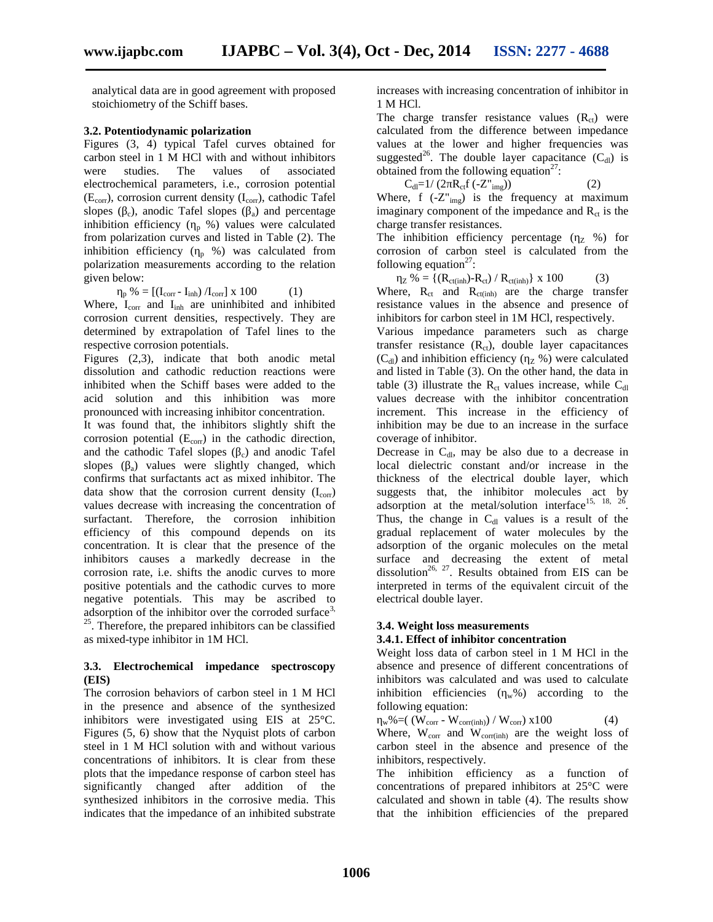analytical data are in good agreement with proposed stoichiometry of the Schiff bases.

### 3.2. Potentiodynamic polarization

Figures (3, 4) typical Tafel curves obtained for carbon steel in 1 M HCl with and without inhibitors were studies. The values of associated electrochemical parameters, i.e., corrosion potential ($E_{corr}$), corrosion current density ($I_{corr}$), cathodic Tafel slopes ($\beta_c$), anodic Tafel slopes ($\beta_a$) and percentage inhibition efficiency ($\eta_p$ %) values were calculated from polarization curves and listed in Table (2). The inhibition efficiency ($\eta_p$ %) was calculated from polarization measurements according to the relation given below:

$$\eta_p \% = [(I_{corr} - I_{inh}) / I_{corr}] \times 100 \quad (1)$$

Where, $I_{corr}$ and $I_{inh}$ are uninhibited and inhibited corrosion current densities, respectively. They are determined by extrapolation of Tafel lines to the respective corrosion potentials.

Figures (2,3), indicate that both anodic metal dissolution and cathodic reduction reactions were inhibited when the Schiff bases were added to the acid solution and this inhibition was more pronounced with increasing inhibitor concentration.

It was found that, the inhibitors slightly shift the corrosion potential ($E_{corr}$) in the cathodic direction, and the cathodic Tafel slopes ($\beta_c$) and anodic Tafel slopes ($\beta_a$) values were slightly changed, which confirms that surfactants act as mixed inhibitor. The data show that the corrosion current density ($I_{corr}$) values decrease with increasing the concentration of surfactant. Therefore, the corrosion inhibition efficiency of this compound depends on its concentration. It is clear that the presence of the inhibitors causes a markedly decrease in the corrosion rate, i.e. shifts the anodic curves to more positive potentials and the cathodic curves to more negative potentials. This may be ascribed to adsorption of the inhibitor over the corroded surface[3, 25]. Therefore, the prepared inhibitors can be classified as mixed-type inhibitor in 1M HCl.

### 3.3. Electrochemical impedance spectroscopy (EIS)

The corrosion behaviors of carbon steel in 1 M HCl in the presence and absence of the synthesized inhibitors were investigated using EIS at 25°C. Figures (5, 6) show that the Nyquist plots of carbon steel in 1 M HCl solution with and without various concentrations of inhibitors. It is clear from these plots that the impedance response of carbon steel has significantly changed after addition of the synthesized inhibitors in the corrosive media. This indicates that the impedance of an inhibited substrate increases with increasing concentration of inhibitor in 1 M HCl.

The charge transfer resistance values ($R_{ct}$) were calculated from the difference between impedance values at the lower and higher frequencies was suggested[26]. The double layer capacitance ($C_{dl}$) is obtained from the following equation[27]:

$$C_{dl} = 1 / (2\pi R_{ct} f(-Z''_{img})) \quad (2)$$

Where, $f(-Z''_{img})$ is the frequency at maximum imaginary component of the impedance and $R_{ct}$ is the charge transfer resistances.

The inhibition efficiency percentage ($\eta_Z$ %) for corrosion of carbon steel is calculated from the following equation[27]:

$$\eta_Z \% = \{(R_{ct(inh)} - R_{ct}) / R_{ct(inh)}\} \times 100 \quad (3)$$

Where, $R_{ct}$ and $R_{ct(inh)}$ are the charge transfer resistance values in the absence and presence of inhibitors for carbon steel in 1M HCl, respectively.

Various impedance parameters such as charge transfer resistance ($R_{ct}$), double layer capacitances ($C_{dl}$) and inhibition efficiency ($\eta_Z$ %) were calculated and listed in Table (3). On the other hand, the data in table (3) illustrate the $R_{ct}$ values increase, while $C_{dl}$ values decrease with the inhibitor concentration increment. This increase in the efficiency of inhibition may be due to an increase in the surface coverage of inhibitor.

Decrease in $C_{dl}$, may be also due to a decrease in local dielectric constant and/or increase in the thickness of the electrical double layer, which suggests that, the inhibitor molecules act by adsorption at the metal/solution interface[15, 18, 26]. Thus, the change in $C_{dl}$ values is a result of the gradual replacement of water molecules by the adsorption of the organic molecules on the metal surface and decreasing the extent of metal dissolution[26, 27]. Results obtained from EIS can be interpreted in terms of the equivalent circuit of the electrical double layer.

### 3.4. Weight loss measurements

#### 3.4.1. Effect of inhibitor concentration

Weight loss data of carbon steel in 1 M HCl in the absence and presence of different concentrations of inhibitors was calculated and was used to calculate inhibition efficiencies ($\eta_w$%) according to the following equation:

$$\eta_w \% = ((W_{corr} - W_{corr(inh)}) / W_{corr}) \times 100 \quad (4)$$

Where, $W_{corr}$ and $W_{corr(inh)}$ are the weight loss of carbon steel in the absence and presence of the inhibitors, respectively.

The inhibition efficiency as a function of concentrations of prepared inhibitors at 25°C were calculated and shown in table (4). The results show that the inhibition efficiencies of the prepared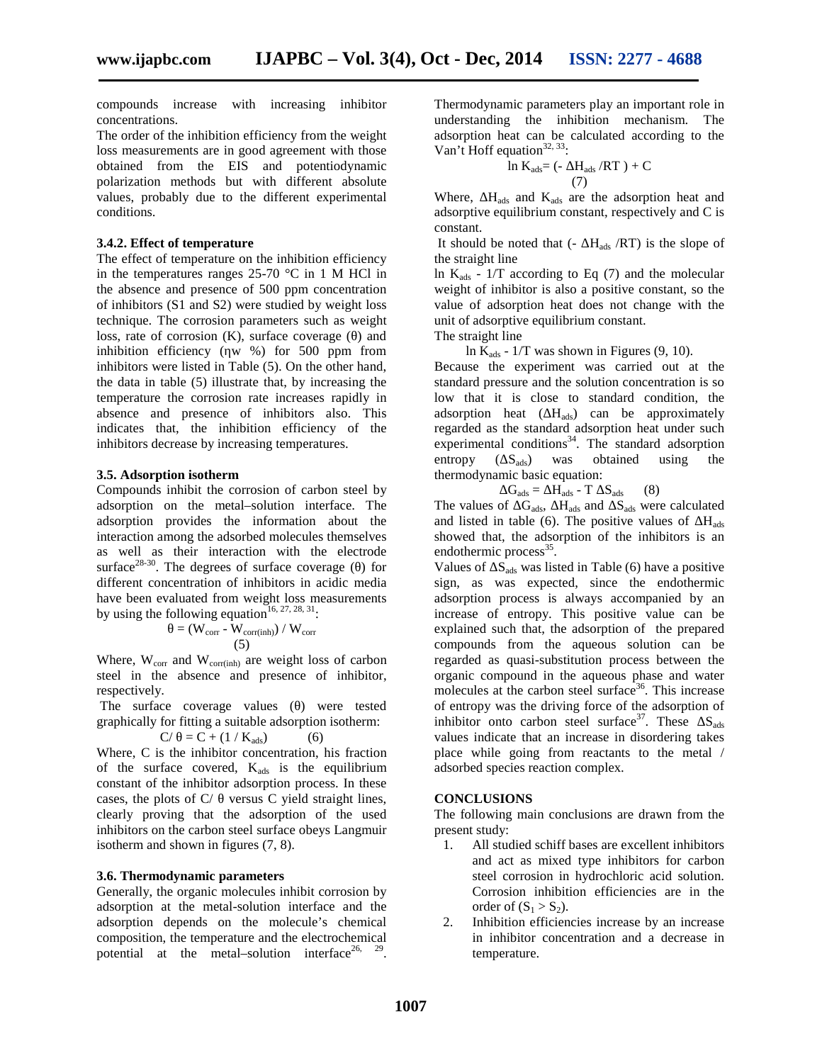compounds increase with increasing inhibitor concentrations.

The order of the inhibition efficiency from the weight loss measurements are in good agreement with those obtained from the EIS and potentiodynamic polarization methods but with different absolute values, probably due to the different experimental conditions.

### 3.4.2. Effect of temperature

The effect of temperature on the inhibition efficiency in the temperatures ranges 25-70 °C in 1 M HCl in the absence and presence of 500 ppm concentration of inhibitors (S1 and S2) were studied by weight loss technique. The corrosion parameters such as weight loss, rate of corrosion (K), surface coverage (θ) and inhibition efficiency (ηw %) for 500 ppm from inhibitors were listed in Table (5). On the other hand, the data in table (5) illustrate that, by increasing the temperature the corrosion rate increases rapidly in absence and presence of inhibitors also. This indicates that, the inhibition efficiency of the inhibitors decrease by increasing temperatures.

### 3.5. Adsorption isotherm

Compounds inhibit the corrosion of carbon steel by adsorption on the metal–solution interface. The adsorption provides the information about the interaction among the adsorbed molecules themselves as well as their interaction with the electrode surface[28-30]. The degrees of surface coverage (θ) for different concentration of inhibitors in acidic media have been evaluated from weight loss measurements by using the following equation[16, 27, 28, 31]:

$$\theta = (W_{corr} - W_{corr(inh)}) / W_{corr} \qquad (5)$$

Where, $W_{corr}$ and $W_{corr(inh)}$ are weight loss of carbon steel in the absence and presence of inhibitor, respectively.

The surface coverage values (θ) were tested graphically for fitting a suitable adsorption isotherm:

$$C/\theta = C + (1 / K_{ads}) \qquad (6)$$

Where, C is the inhibitor concentration, his fraction of the surface covered, $K_{ads}$ is the equilibrium constant of the inhibitor adsorption process. In these cases, the plots of C/ θ versus C yield straight lines, clearly proving that the adsorption of the used inhibitors on the carbon steel surface obeys Langmuir isotherm and shown in figures (7, 8).

### 3.6. Thermodynamic parameters

Generally, the organic molecules inhibit corrosion by adsorption at the metal-solution interface and the adsorption depends on the molecule's chemical composition, the temperature and the electrochemical potential at the metal–solution interface[26, 29]. Thermodynamic parameters play an important role in understanding the inhibition mechanism. The adsorption heat can be calculated according to the Van't Hoff equation[32, 33]:

$$\ln K_{ads} = (-\Delta H_{ads} / RT) + C \qquad (7)$$

Where, $\Delta H_{ads}$ and $K_{ads}$ are the adsorption heat and adsorptive equilibrium constant, respectively and C is constant.

It should be noted that $(-\Delta H_{ads} / RT)$ is the slope of the straight line

$\ln K_{ads}$ - 1/T according to Eq (7) and the molecular weight of inhibitor is also a positive constant, so the value of adsorption heat does not change with the unit of adsorptive equilibrium constant.

The straight line

$\ln K_{ads}$ - 1/T was shown in Figures (9, 10).

Because the experiment was carried out at the standard pressure and the solution concentration is so low that it is close to standard condition, the adsorption heat ($\Delta H_{ads}$) can be approximately regarded as the standard adsorption heat under such experimental conditions[34]. The standard adsorption entropy ($\Delta S_{ads}$) was obtained using the thermodynamic basic equation:

$$\Delta G_{ads} = \Delta H_{ads} - T\,\Delta S_{ads} \qquad (8)$$

The values of $\Delta G_{ads}$, $\Delta H_{ads}$ and $\Delta S_{ads}$ were calculated and listed in table (6). The positive values of $\Delta H_{ads}$ showed that, the adsorption of the inhibitors is an endothermic process[35].

Values of $\Delta S_{ads}$ was listed in Table (6) have a positive sign, as was expected, since the endothermic adsorption process is always accompanied by an increase of entropy. This positive value can be explained such that, the adsorption of the prepared compounds from the aqueous solution can be regarded as quasi-substitution process between the organic compound in the aqueous phase and water molecules at the carbon steel surface[36]. This increase of entropy was the driving force of the adsorption of inhibitor onto carbon steel surface[37]. These $\Delta S_{ads}$ values indicate that an increase in disordering takes place while going from reactants to the metal / adsorbed species reaction complex.

## CONCLUSIONS

The following main conclusions are drawn from the present study:

1. All studied schiff bases are excellent inhibitors and act as mixed type inhibitors for carbon steel corrosion in hydrochloric acid solution. Corrosion inhibition efficiencies are in the order of ($S_1 > S_2$).
2. Inhibition efficiencies increase by an increase in inhibitor concentration and a decrease in temperature.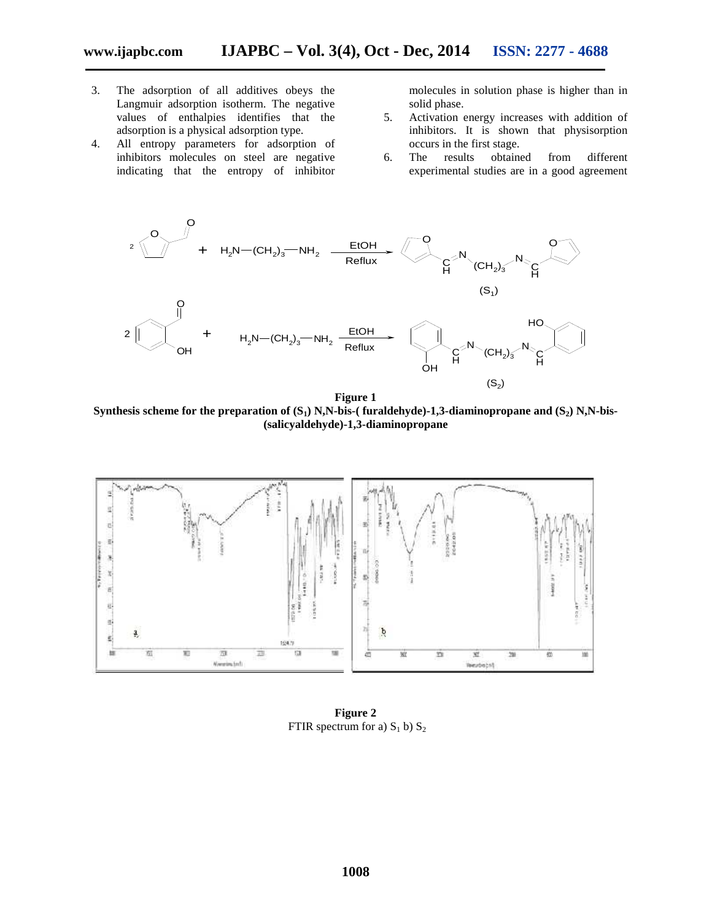3. The adsorption of all additives obeys the Langmuir adsorption isotherm. The negative values of enthalpies identifies that the adsorption is a physical adsorption type.
4. All entropy parameters for adsorption of inhibitors molecules on steel are negative indicating that the entropy of inhibitor molecules in solution phase is higher than in solid phase.
5. Activation energy increases with addition of inhibitors. It is shown that physisorption occurs in the first stage.
6. The results obtained from different experimental studies are in a good agreement

**Figure 1**

**Synthesis scheme for the preparation of ($S_1$) N,N-bis-( furaldehyde)-1,3-diaminopropane and ($S_2$) N,N-bis-(salicyaldehyde)-1,3-diaminopropane**

**Figure 2**

FTIR spectrum for a) $S_1$ b) $S_2$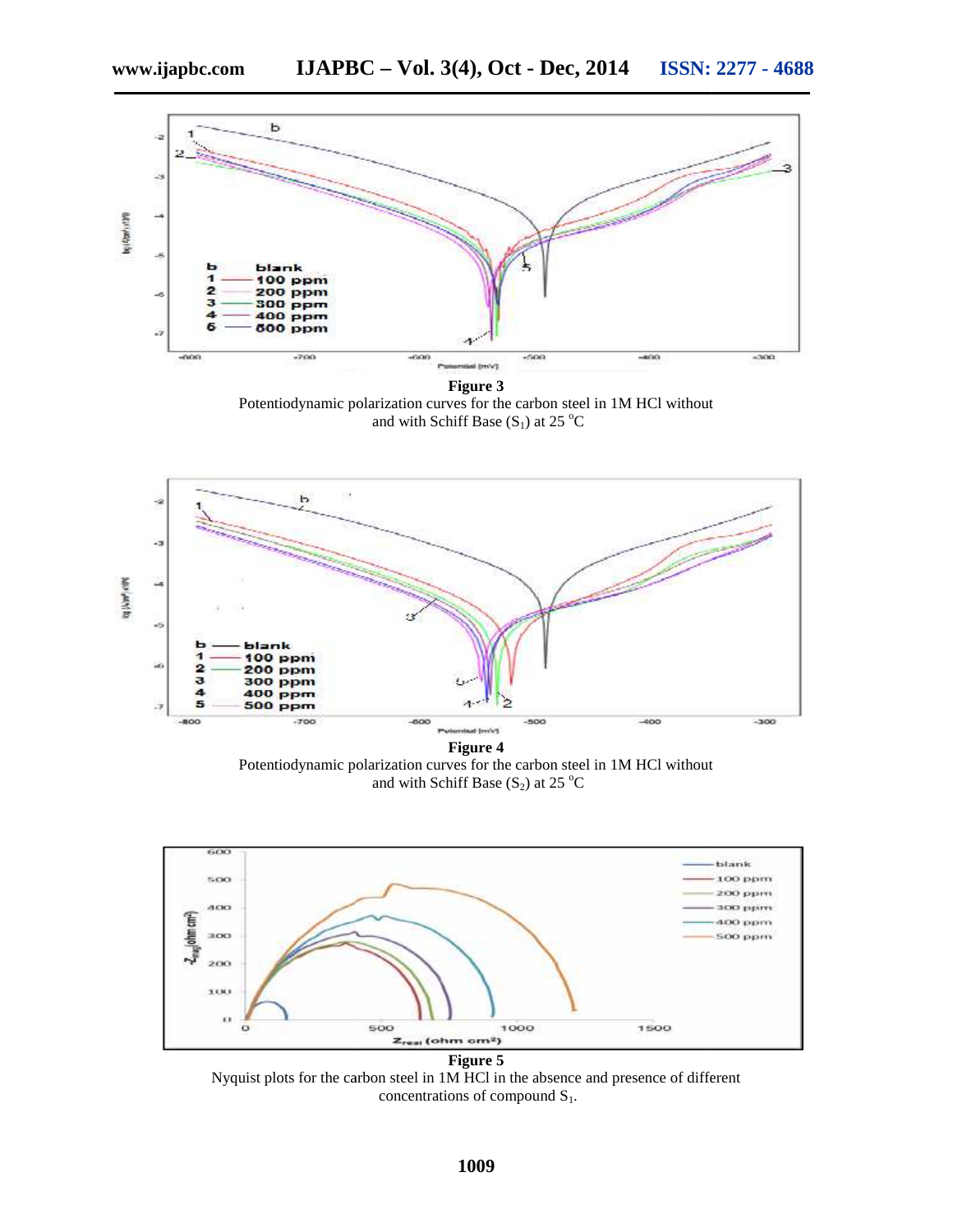**Figure 3**

Potentiodynamic polarization curves for the carbon steel in 1M HCl without and with Schiff Base ($S_1$) at 25 °C

**Figure 4**

Potentiodynamic polarization curves for the carbon steel in 1M HCl without and with Schiff Base ($S_2$) at 25 °C

**Figure 5**

Nyquist plots for the carbon steel in 1M HCl in the absence and presence of different concentrations of compound $S_1$.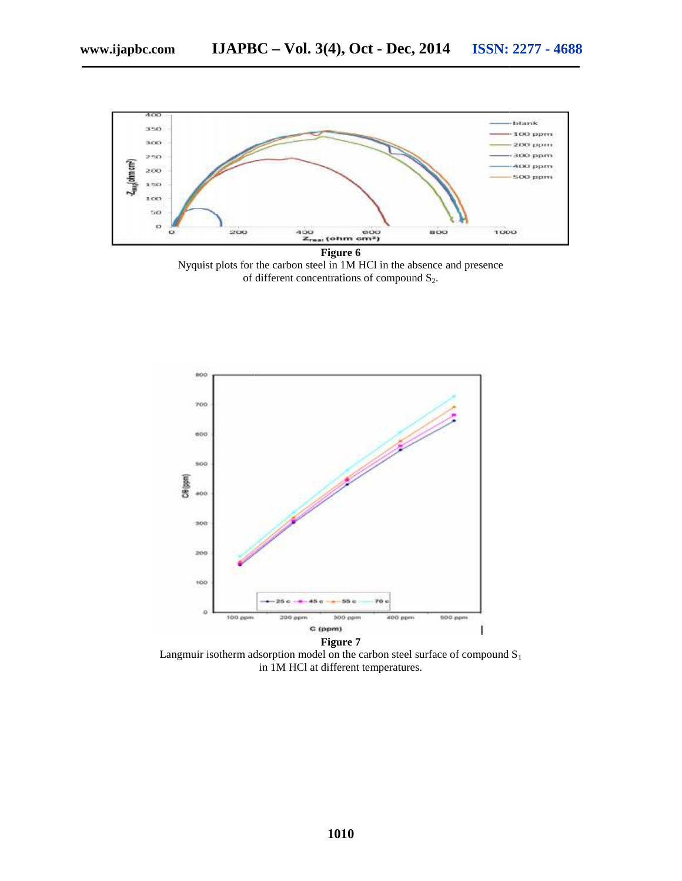**Figure 6**

Nyquist plots for the carbon steel in 1M HCl in the absence and presence of different concentrations of compound $S_2$.

**Figure 7**

Langmuir isotherm adsorption model on the carbon steel surface of compound $S_1$ in 1M HCl at different temperatures.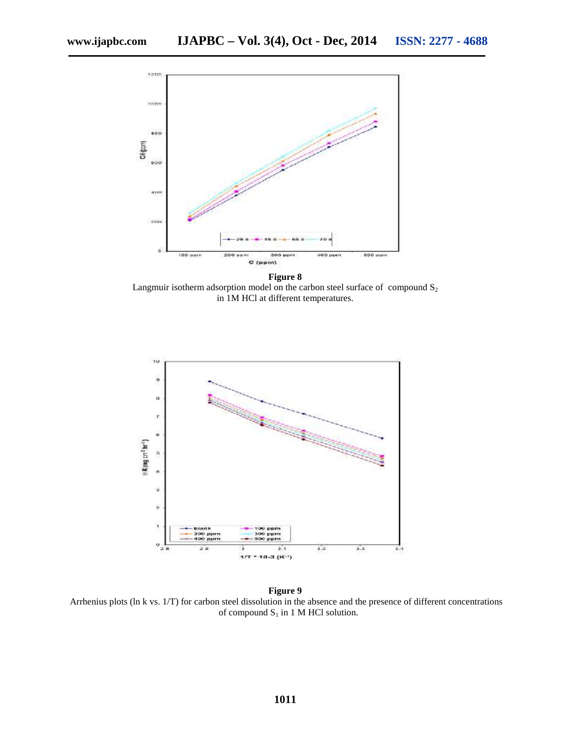**Figure 8**
Langmuir isotherm adsorption model on the carbon steel surface of compound $S_2$ in 1M HCl at different temperatures.

**Figure 9**
Arrhenius plots (ln k vs. 1/T) for carbon steel dissolution in the absence and the presence of different concentrations of compound $S_1$ in 1 M HCl solution.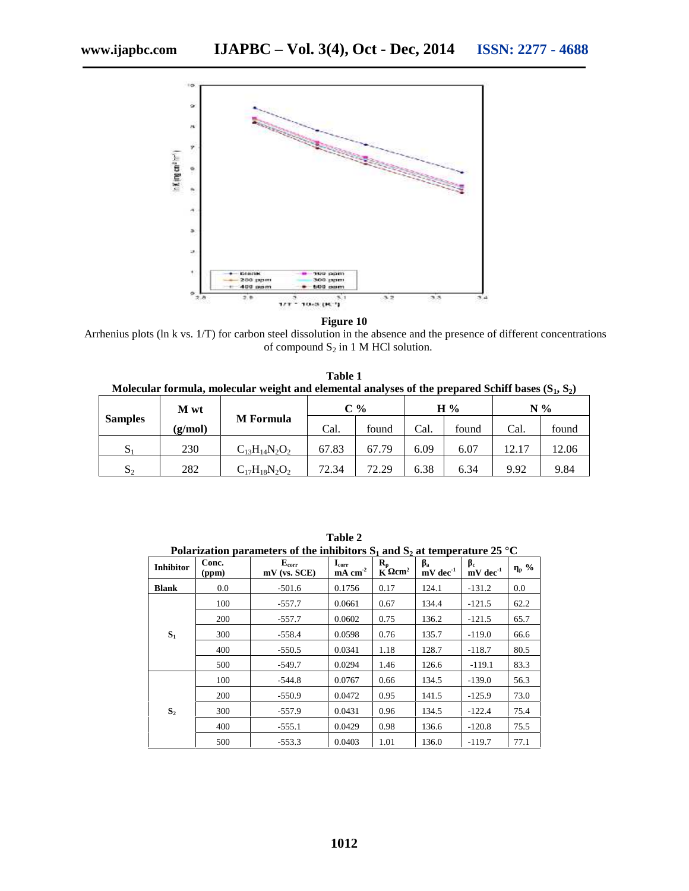**Figure 10**

Arrhenius plots (ln k vs. 1/T) for carbon steel dissolution in the absence and the presence of different concentrations of compound $S_2$ in 1 M HCl solution.

**Table 1**
**Molecular formula, molecular weight and elemental analyses of the prepared Schiff bases ($S_1$, $S_2$)**

| Samples | M wt (g/mol) | M Formula | C % | | H % | | N % | |
|---|---|---|---|---|---|---|---|---|
| | | | Cal. | found | Cal. | found | Cal. | found |
| $S_1$ | 230 | $C_{13}H_{14}N_2O_2$ | 67.83 | 67.79 | 6.09 | 6.07 | 12.17 | 12.06 |
| $S_2$ | 282 | $C_{17}H_{18}N_2O_2$ | 72.34 | 72.29 | 6.38 | 6.34 | 9.92 | 9.84 |

**Table 2**
**Polarization parameters of the inhibitors $S_1$ and $S_2$ at temperature 25 °C**

| Inhibitor | Conc. (ppm) | $E_{corr}$ mV (vs. SCE) | $I_{corr}$ mA $cm^{-2}$ | $R_p$ K $\Omega cm^2$ | $\beta_a$ mV $dec^{-1}$ | $\beta_c$ mV $dec^{-1}$ | $\eta_p$ % |
|---|---|---|---|---|---|---|---|
| **Blank** | 0.0 | -501.6 | 0.1756 | 0.17 | 124.1 | -131.2 | 0.0 |
| $S_1$ | 100 | -557.7 | 0.0661 | 0.67 | 134.4 | -121.5 | 62.2 |
| | 200 | -557.7 | 0.0602 | 0.75 | 136.2 | -121.5 | 65.7 |
| | 300 | -558.4 | 0.0598 | 0.76 | 135.7 | -119.0 | 66.6 |
| | 400 | -550.5 | 0.0341 | 1.18 | 128.7 | -118.7 | 80.5 |
| | 500 | -549.7 | 0.0294 | 1.46 | 126.6 | -119.1 | 83.3 |
| $S_2$ | 100 | -544.8 | 0.0767 | 0.66 | 134.5 | -139.0 | 56.3 |
| | 200 | -550.9 | 0.0472 | 0.95 | 141.5 | -125.9 | 73.0 |
| | 300 | -557.9 | 0.0431 | 0.96 | 134.5 | -122.4 | 75.4 |
| | 400 | -555.1 | 0.0429 | 0.98 | 136.6 | -120.8 | 75.5 |
| | 500 | -553.3 | 0.0403 | 1.01 | 136.0 | -119.7 | 77.1 |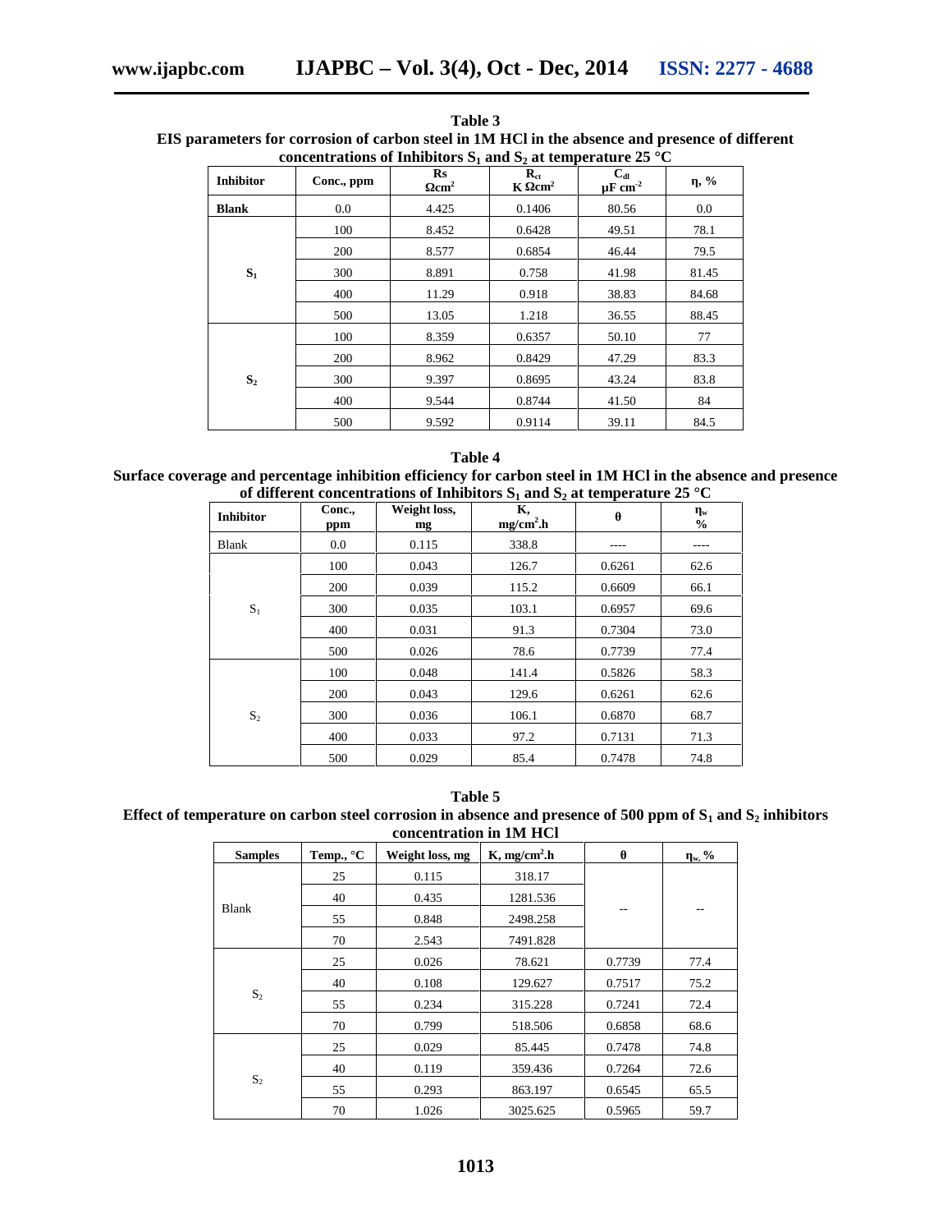**Table 3**
**EIS parameters for corrosion of carbon steel in 1M HCl in the absence and presence of different concentrations of Inhibitors $S_1$ and $S_2$ at temperature 25 °C**

| Inhibitor | Conc., ppm | Rs $\Omega cm^2$ | $R_{ct}$ K $\Omega cm^2$ | $C_{dl}$ $\mu F\ cm^{-2}$ | η, % |
|---|---|---|---|---|---|
| **Blank** | 0.0 | 4.425 | 0.1406 | 80.56 | 0.0 |
| $S_1$ | 100 | 8.452 | 0.6428 | 49.51 | 78.1 |
| | 200 | 8.577 | 0.6854 | 46.44 | 79.5 |
| | 300 | 8.891 | 0.758 | 41.98 | 81.45 |
| | 400 | 11.29 | 0.918 | 38.83 | 84.68 |
| | 500 | 13.05 | 1.218 | 36.55 | 88.45 |
| $S_2$ | 100 | 8.359 | 0.6357 | 50.10 | 77 |
| | 200 | 8.962 | 0.8429 | 47.29 | 83.3 |
| | 300 | 9.397 | 0.8695 | 43.24 | 83.8 |
| | 400 | 9.544 | 0.8744 | 41.50 | 84 |
| | 500 | 9.592 | 0.9114 | 39.11 | 84.5 |

**Table 4**
**Surface coverage and percentage inhibition efficiency for carbon steel in 1M HCl in the absence and presence of different concentrations of Inhibitors $S_1$ and $S_2$ at temperature 25 °C**

| Inhibitor | Conc., ppm | Weight loss, mg | K, $mg/cm^2.h$ | θ | $\eta_w$ % |
|---|---|---|---|---|---|
| Blank | 0.0 | 0.115 | 338.8 | ---- | ---- |
| $S_1$ | 100 | 0.043 | 126.7 | 0.6261 | 62.6 |
| | 200 | 0.039 | 115.2 | 0.6609 | 66.1 |
| | 300 | 0.035 | 103.1 | 0.6957 | 69.6 |
| | 400 | 0.031 | 91.3 | 0.7304 | 73.0 |
| | 500 | 0.026 | 78.6 | 0.7739 | 77.4 |
| $S_2$ | 100 | 0.048 | 141.4 | 0.5826 | 58.3 |
| | 200 | 0.043 | 129.6 | 0.6261 | 62.6 |
| | 300 | 0.036 | 106.1 | 0.6870 | 68.7 |
| | 400 | 0.033 | 97.2 | 0.7131 | 71.3 |
| | 500 | 0.029 | 85.4 | 0.7478 | 74.8 |

**Table 5**
**Effect of temperature on carbon steel corrosion in absence and presence of 500 ppm of $S_1$ and $S_2$ inhibitors concentration in 1M HCl**

| Samples | Temp., °C | Weight loss, mg | K, $mg/cm^2.h$ | θ | $\eta_w$, % |
|---|---|---|---|---|---|
| Blank | 25 | 0.115 | 318.17 | -- | -- |
| | 40 | 0.435 | 1281.536 | | |
| | 55 | 0.848 | 2498.258 | | |
| | 70 | 2.543 | 7491.828 | | |
| $S_2$ | 25 | 0.026 | 78.621 | 0.7739 | 77.4 |
| | 40 | 0.108 | 129.627 | 0.7517 | 75.2 |
| | 55 | 0.234 | 315.228 | 0.7241 | 72.4 |
| | 70 | 0.799 | 518.506 | 0.6858 | 68.6 |
| $S_2$ | 25 | 0.029 | 85.445 | 0.7478 | 74.8 |
| | 40 | 0.119 | 359.436 | 0.7264 | 72.6 |
| | 55 | 0.293 | 863.197 | 0.6545 | 65.5 |
| | 70 | 1.026 | 3025.625 | 0.5965 | 59.7 |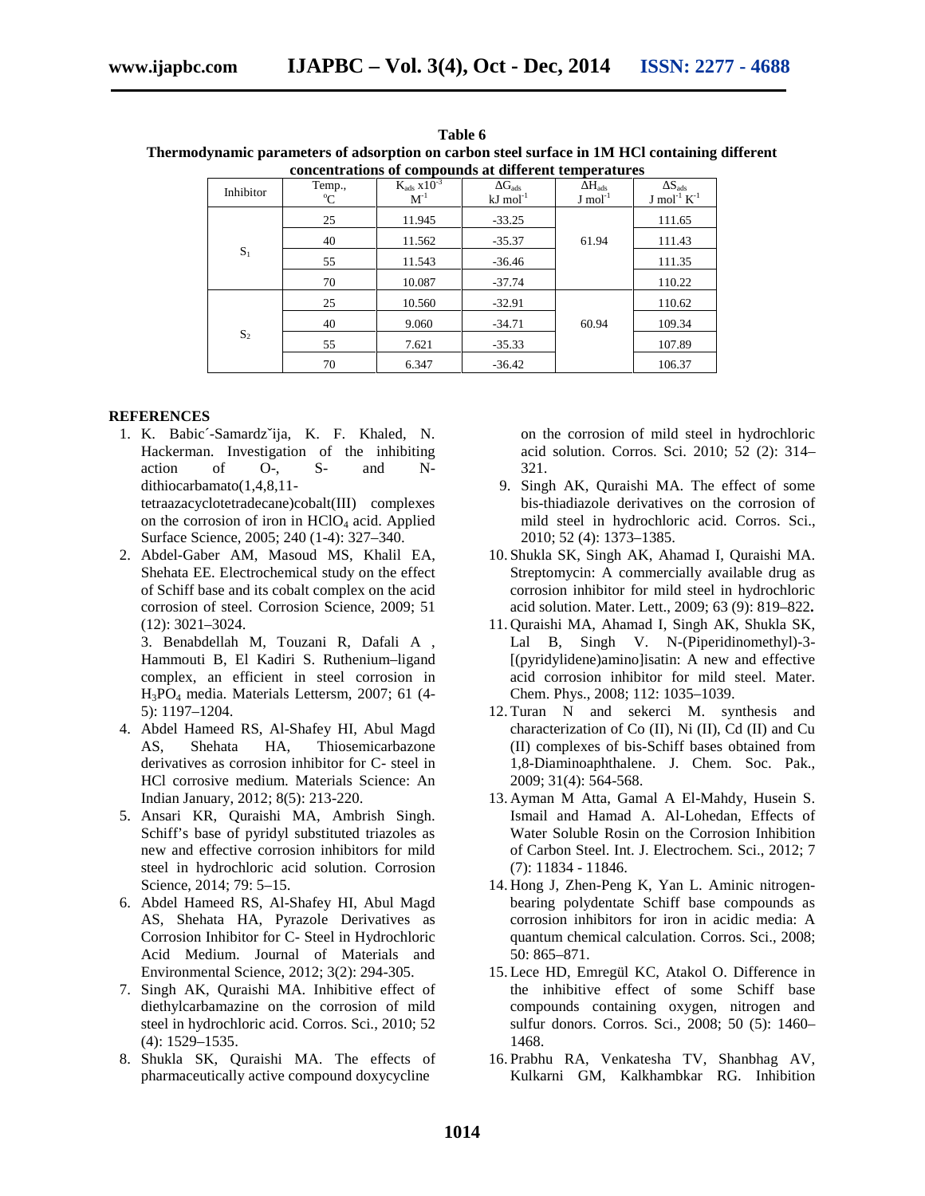**Table 6**
**Thermodynamic parameters of adsorption on carbon steel surface in 1M HCl containing different concentrations of compounds at different temperatures**

| Inhibitor | Temp., °C | $K_{ads}$ x$10^{-3}$ $M^{-1}$ | $\Delta G_{ads}$ kJ $mol^{-1}$ | $\Delta H_{ads}$ J $mol^{-1}$ | $\Delta S_{ads}$ J $mol^{-1}$ $K^{-1}$ |
|---|---|---|---|---|---|
| $S_1$ | 25 | 11.945 | -33.25 | 61.94 | 111.65 |
| | 40 | 11.562 | -35.37 | | 111.43 |
| | 55 | 11.543 | -36.46 | | 111.35 |
| | 70 | 10.087 | -37.74 | | 110.22 |
| $S_2$ | 25 | 10.560 | -32.91 | 60.94 | 110.62 |
| | 40 | 9.060 | -34.71 | | 109.34 |
| | 55 | 7.621 | -35.33 | | 107.89 |
| | 70 | 6.347 | -36.42 | | 106.37 |

## REFERENCES

1. K. Babic´-Samardzˇija, K. F. Khaled, N. Hackerman. Investigation of the inhibiting action of O-, S- and N-dithiocarbamato(1,4,8,11-tetraazacyclotetradecane)cobalt(III) complexes on the corrosion of iron in $HClO_4$ acid. Applied Surface Science, 2005; 240 (1-4): 327–340.
2. Abdel-Gaber AM, Masoud MS, Khalil EA, Shehata EE. Electrochemical study on the effect of Schiff base and its cobalt complex on the acid corrosion of steel. Corrosion Science, 2009; 51 (12): 3021–3024.
3. Benabdellah M, Touzani R, Dafali A , Hammouti B, El Kadiri S. Ruthenium–ligand complex, an efficient in steel corrosion in $H_3PO_4$ media. Materials Lettersm, 2007; 61 (4-5): 1197–1204.
4. Abdel Hameed RS, Al-Shafey HI, Abul Magd AS, Shehata HA, Thiosemicarbazone derivatives as corrosion inhibitor for C- steel in HCl corrosive medium. Materials Science: An Indian January, 2012; 8(5): 213-220.
5. Ansari KR, Quraishi MA, Ambrish Singh. Schiff's base of pyridyl substituted triazoles as new and effective corrosion inhibitors for mild steel in hydrochloric acid solution. Corrosion Science, 2014; 79: 5–15.
6. Abdel Hameed RS, Al-Shafey HI, Abul Magd AS, Shehata HA, Pyrazole Derivatives as Corrosion Inhibitor for C- Steel in Hydrochloric Acid Medium. Journal of Materials and Environmental Science, 2012; 3(2): 294-305.
7. Singh AK, Quraishi MA. Inhibitive effect of diethylcarbamazine on the corrosion of mild steel in hydrochloric acid. Corros. Sci., 2010; 52 (4): 1529–1535.
8. Shukla SK, Quraishi MA. The effects of pharmaceutically active compound doxycycline on the corrosion of mild steel in hydrochloric acid solution. Corros. Sci. 2010; 52 (2): 314–321.
9. Singh AK, Quraishi MA. The effect of some bis-thiadiazole derivatives on the corrosion of mild steel in hydrochloric acid. Corros. Sci., 2010; 52 (4): 1373–1385.
10. Shukla SK, Singh AK, Ahamad I, Quraishi MA. Streptomycin: A commercially available drug as corrosion inhibitor for mild steel in hydrochloric acid solution. Mater. Lett., 2009; 63 (9): 819–822.
11. Quraishi MA, Ahamad I, Singh AK, Shukla SK, Lal B, Singh V. N-(Piperidinomethyl)-3-[(pyridylidene)amino]isatin: A new and effective acid corrosion inhibitor for mild steel. Mater. Chem. Phys., 2008; 112: 1035–1039.
12. Turan N and sekerci M. synthesis and characterization of Co (II), Ni (II), Cd (II) and Cu (II) complexes of bis-Schiff bases obtained from 1,8-Diaminoaphthalene. J. Chem. Soc. Pak., 2009; 31(4): 564-568.
13. Ayman M Atta, Gamal A El-Mahdy, Husein S. Ismail and Hamad A. Al-Lohedan, Effects of Water Soluble Rosin on the Corrosion Inhibition of Carbon Steel. Int. J. Electrochem. Sci., 2012; 7 (7): 11834 - 11846.
14. Hong J, Zhen-Peng K, Yan L. Aminic nitrogen-bearing polydentate Schiff base compounds as corrosion inhibitors for iron in acidic media: A quantum chemical calculation. Corros. Sci., 2008; 50: 865–871.
15. Lece HD, Emregül KC, Atakol O. Difference in the inhibitive effect of some Schiff base compounds containing oxygen, nitrogen and sulfur donors. Corros. Sci., 2008; 50 (5): 1460–1468.
16. Prabhu RA, Venkatesha TV, Shanbhag AV, Kulkarni GM, Kalkhambkar RG. Inhibition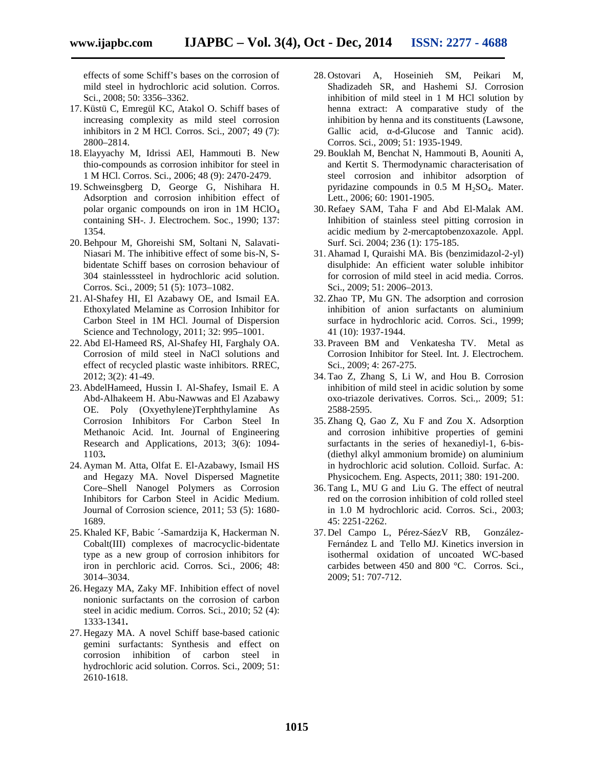effects of some Schiff's bases on the corrosion of mild steel in hydrochloric acid solution. Corros. Sci., 2008; 50: 3356–3362.

17. Küstü C, Emregül KC, Atakol O. Schiff bases of increasing complexity as mild steel corrosion inhibitors in 2 M HCl. Corros. Sci., 2007; 49 (7): 2800–2814.
18. Elayyachy M, Idrissi AEl, Hammouti B. New thio-compounds as corrosion inhibitor for steel in 1 M HCl. Corros. Sci., 2006; 48 (9): 2470-2479.
19. Schweinsgberg D, George G, Nishihara H. Adsorption and corrosion inhibition effect of polar organic compounds on iron in 1M $HClO_4$ containing SH-. J. Electrochem. Soc., 1990; 137: 1354.
20. Behpour M, Ghoreishi SM, Soltani N, Salavati-Niasari M. The inhibitive effect of some bis-N, S-bidentate Schiff bases on corrosion behaviour of 304 stainlesssteel in hydrochloric acid solution. Corros. Sci., 2009; 51 (5): 1073–1082.
21. Al-Shafey HI, El Azabawy OE, and Ismail EA. Ethoxylated Melamine as Corrosion Inhibitor for Carbon Steel in 1M HCl. Journal of Dispersion Science and Technology, 2011; 32: 995–1001.
22. Abd El-Hameed RS, Al-Shafey HI, Farghaly OA. Corrosion of mild steel in NaCl solutions and effect of recycled plastic waste inhibitors. RREC, 2012; 3(2): 41-49.
23. AbdelHameed, Hussin I. Al-Shafey, Ismail E. A Abd-Alhakeem H. Abu-Nawwas and El Azabawy OE. Poly (Oxyethylene)Terphthylamine As Corrosion Inhibitors For Carbon Steel In Methanoic Acid. Int. Journal of Engineering Research and Applications, 2013; 3(6): 1094-1103**.**
24. Ayman M. Atta, Olfat E. El-Azabawy, Ismail HS and Hegazy MA. Novel Dispersed Magnetite Core–Shell Nanogel Polymers as Corrosion Inhibitors for Carbon Steel in Acidic Medium. Journal of Corrosion science, 2011; 53 (5): 1680-1689.
25. Khaled KF, Babic ´-Samardzija K, Hackerman N. Cobalt(III) complexes of macrocyclic-bidentate type as a new group of corrosion inhibitors for iron in perchloric acid. Corros. Sci., 2006; 48: 3014–3034.
26. Hegazy MA, Zaky MF. Inhibition effect of novel nonionic surfactants on the corrosion of carbon steel in acidic medium. Corros. Sci., 2010; 52 (4): 1333-1341**.**
27. Hegazy MA. A novel Schiff base-based cationic gemini surfactants: Synthesis and effect on corrosion inhibition of carbon steel in hydrochloric acid solution. Corros. Sci., 2009; 51: 2610-1618.
28. Ostovari A, Hoseinieh SM, Peikari M, Shadizadeh SR, and Hashemi SJ. Corrosion inhibition of mild steel in 1 M HCl solution by henna extract: A comparative study of the inhibition by henna and its constituents (Lawsone, Gallic acid, α-d-Glucose and Tannic acid). Corros. Sci., 2009; 51: 1935-1949.
29. Bouklah M, Benchat N, Hammouti B, Aouniti A, and Kertit S. Thermodynamic characterisation of steel corrosion and inhibitor adsorption of pyridazine compounds in 0.5 M $H_2SO_4$. Mater. Lett., 2006; 60: 1901-1905.
30. Refaey SAM, Taha F and Abd El-Malak AM. Inhibition of stainless steel pitting corrosion in acidic medium by 2-mercaptobenzoxazole. Appl. Surf. Sci. 2004; 236 (1): 175-185.
31. Ahamad I, Quraishi MA. Bis (benzimidazol-2-yl) disulphide: An efficient water soluble inhibitor for corrosion of mild steel in acid media. Corros. Sci., 2009; 51: 2006–2013.
32. Zhao TP, Mu GN. The adsorption and corrosion inhibition of anion surfactants on aluminium surface in hydrochloric acid. Corros. Sci., 1999; 41 (10): 1937-1944.
33. Praveen BM and Venkatesha TV. Metal as Corrosion Inhibitor for Steel. Int. J. Electrochem. Sci., 2009; 4: 267-275.
34. Tao Z, Zhang S, Li W, and Hou B. Corrosion inhibition of mild steel in acidic solution by some oxo-triazole derivatives. Corros. Sci.,. 2009; 51: 2588-2595.
35. Zhang Q, Gao Z, Xu F and Zou X. Adsorption and corrosion inhibitive properties of gemini surfactants in the series of hexanediyl-1, 6-bis-(diethyl alkyl ammonium bromide) on aluminium in hydrochloric acid solution. Colloid. Surfac. A: Physicochem. Eng. Aspects, 2011; 380: 191-200.
36. Tang L, MU G and Liu G. The effect of neutral red on the corrosion inhibition of cold rolled steel in 1.0 M hydrochloric acid. Corros. Sci., 2003; 45: 2251-2262.
37. Del Campo L, Pérez-SáezV RB, González-Fernández L and Tello MJ. Kinetics inversion in isothermal oxidation of uncoated WC-based carbides between 450 and 800 °C. Corros. Sci., 2009; 51: 707-712.